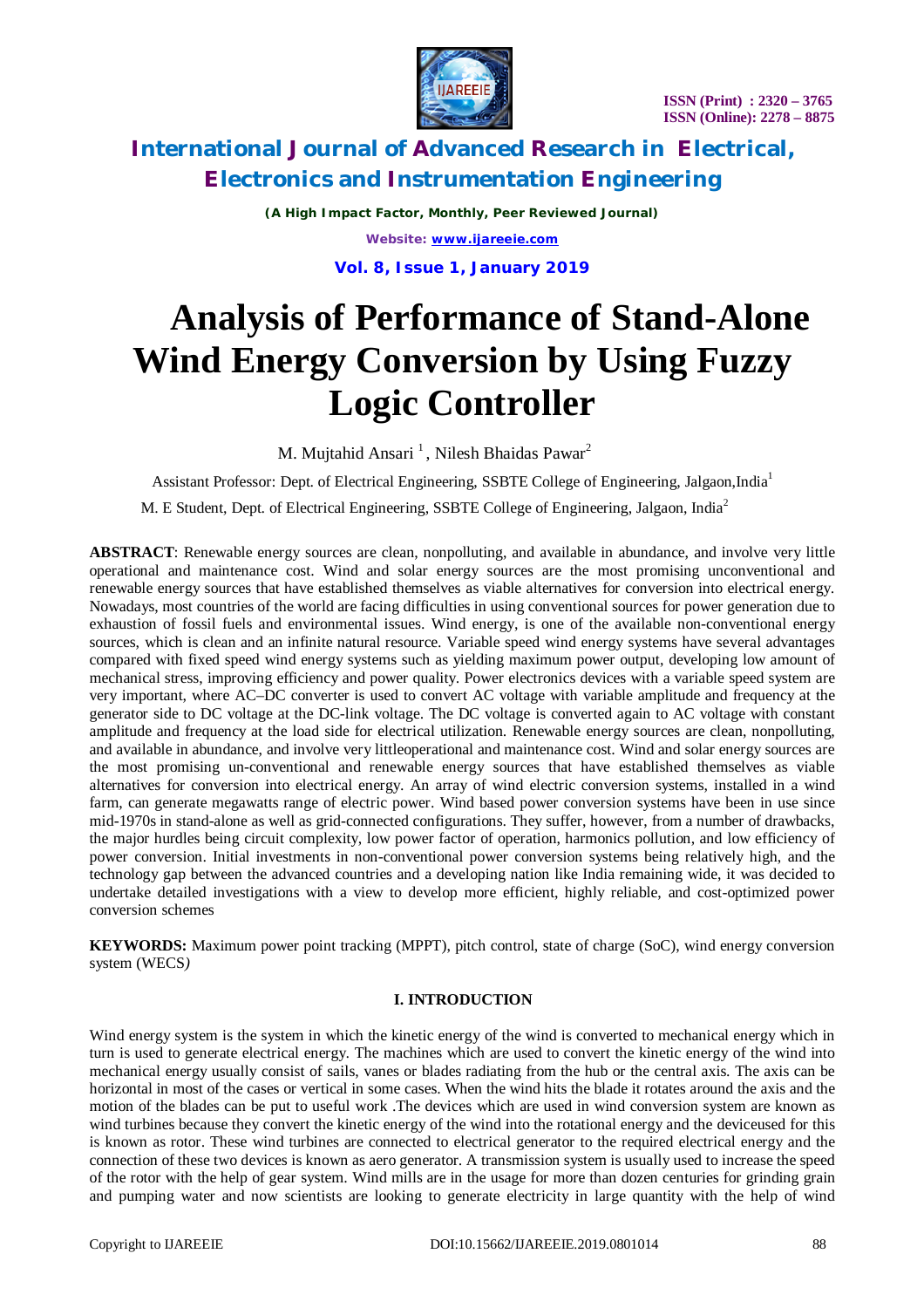# International Journal of Advanced Research in Electrical, Electronics and Instrumentation Engineering

*(A High Impact Factor, Monthly, Peer Reviewed Journal)*

Website: www.ijareeie.com

Vol. 8, Issue 1, January 2019

ISSN (Print) : 2320 – 3765
ISSN (Online): 2278 – 8875

# Analysis of Performance of Stand-Alone Wind Energy Conversion by Using Fuzzy Logic Controller

M. Mujtahid Ansari [1], Nilesh Bhaidas Pawar[2]

Assistant Professor: Dept. of Electrical Engineering, SSBTE College of Engineering, Jalgaon,India[1]

M. E Student, Dept. of Electrical Engineering, SSBTE College of Engineering, Jalgaon, India[2]

**ABSTRACT**: Renewable energy sources are clean, nonpolluting, and available in abundance, and involve very little operational and maintenance cost. Wind and solar energy sources are the most promising unconventional and renewable energy sources that have established themselves as viable alternatives for conversion into electrical energy. Nowadays, most countries of the world are facing difficulties in using conventional sources for power generation due to exhaustion of fossil fuels and environmental issues. Wind energy, is one of the available non-conventional energy sources, which is clean and an infinite natural resource. Variable speed wind energy systems have several advantages compared with fixed speed wind energy systems such as yielding maximum power output, developing low amount of mechanical stress, improving efficiency and power quality. Power electronics devices with a variable speed system are very important, where AC–DC converter is used to convert AC voltage with variable amplitude and frequency at the generator side to DC voltage at the DC-link voltage. The DC voltage is converted again to AC voltage with constant amplitude and frequency at the load side for electrical utilization. Renewable energy sources are clean, nonpolluting, and available in abundance, and involve very littleoperational and maintenance cost. Wind and solar energy sources are the most promising un-conventional and renewable energy sources that have established themselves as viable alternatives for conversion into electrical energy. An array of wind electric conversion systems, installed in a wind farm, can generate megawatts range of electric power. Wind based power conversion systems have been in use since mid-1970s in stand-alone as well as grid-connected configurations. They suffer, however, from a number of drawbacks, the major hurdles being circuit complexity, low power factor of operation, harmonics pollution, and low efficiency of power conversion. Initial investments in non-conventional power conversion systems being relatively high, and the technology gap between the advanced countries and a developing nation like India remaining wide, it was decided to undertake detailed investigations with a view to develop more efficient, highly reliable, and cost-optimized power conversion schemes

**KEYWORDS:** Maximum power point tracking (MPPT), pitch control, state of charge (SoC), wind energy conversion system (WECS*)*

## I. INTRODUCTION

Wind energy system is the system in which the kinetic energy of the wind is converted to mechanical energy which in turn is used to generate electrical energy. The machines which are used to convert the kinetic energy of the wind into mechanical energy usually consist of sails, vanes or blades radiating from the hub or the central axis. The axis can be horizontal in most of the cases or vertical in some cases. When the wind hits the blade it rotates around the axis and the motion of the blades can be put to useful work .The devices which are used in wind conversion system are known as wind turbines because they convert the kinetic energy of the wind into the rotational energy and the deviceused for this is known as rotor. These wind turbines are connected to electrical generator to the required electrical energy and the connection of these two devices is known as aero generator. A transmission system is usually used to increase the speed of the rotor with the help of gear system. Wind mills are in the usage for more than dozen centuries for grinding grain and pumping water and now scientists are looking to generate electricity in large quantity with the help of wind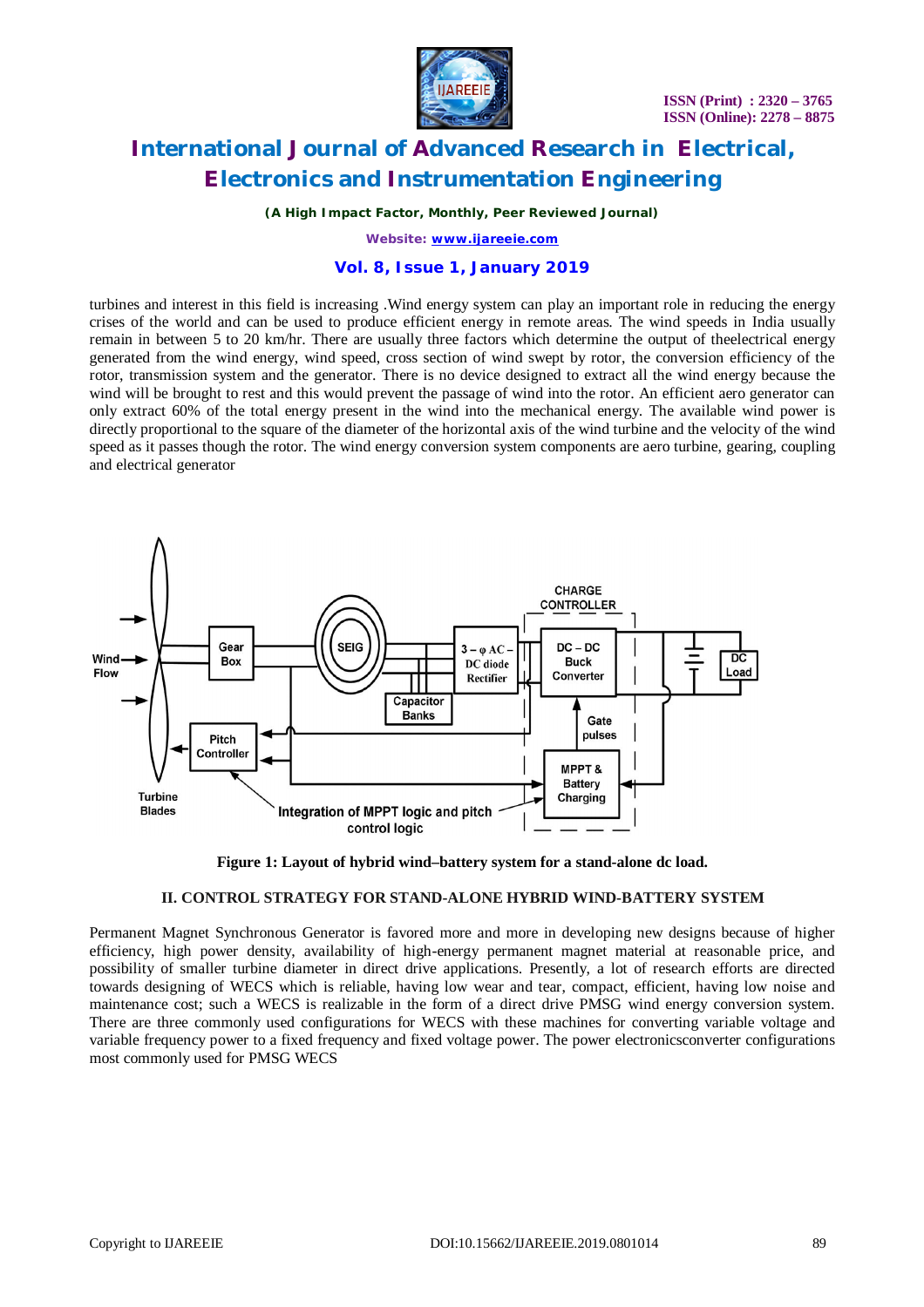turbines and interest in this field is increasing .Wind energy system can play an important role in reducing the energy crises of the world and can be used to produce efficient energy in remote areas. The wind speeds in India usually remain in between 5 to 20 km/hr. There are usually three factors which determine the output of theelectrical energy generated from the wind energy, wind speed, cross section of wind swept by rotor, the conversion efficiency of the rotor, transmission system and the generator. There is no device designed to extract all the wind energy because the wind will be brought to rest and this would prevent the passage of wind into the rotor. An efficient aero generator can only extract 60% of the total energy present in the wind into the mechanical energy. The available wind power is directly proportional to the square of the diameter of the horizontal axis of the wind turbine and the velocity of the wind speed as it passes though the rotor. The wind energy conversion system components are aero turbine, gearing, coupling and electrical generator

**Figure 1: Layout of hybrid wind–battery system for a stand-alone dc load.**

## II. CONTROL STRATEGY FOR STAND-ALONE HYBRID WIND-BATTERY SYSTEM

Permanent Magnet Synchronous Generator is favored more and more in developing new designs because of higher efficiency, high power density, availability of high-energy permanent magnet material at reasonable price, and possibility of smaller turbine diameter in direct drive applications. Presently, a lot of research efforts are directed towards designing of WECS which is reliable, having low wear and tear, compact, efficient, having low noise and maintenance cost; such a WECS is realizable in the form of a direct drive PMSG wind energy conversion system. There are three commonly used configurations for WECS with these machines for converting variable voltage and variable frequency power to a fixed frequency and fixed voltage power. The power electronicsconverter configurations most commonly used for PMSG WECS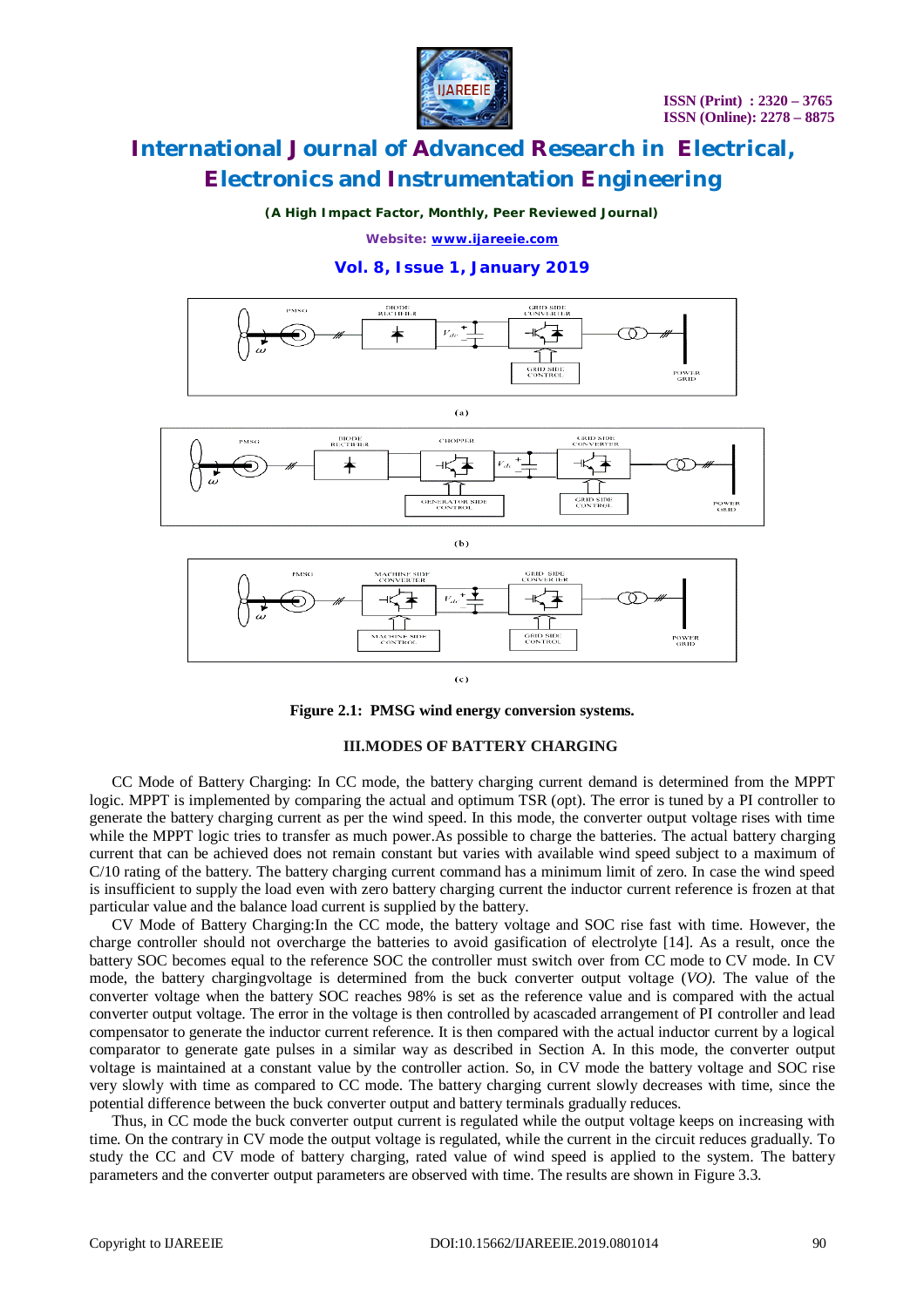(a)

(b)

(c)

**Figure 2.1: PMSG wind energy conversion systems.**

### III.MODES OF BATTERY CHARGING

CC Mode of Battery Charging: In CC mode, the battery charging current demand is determined from the MPPT logic. MPPT is implemented by comparing the actual and optimum TSR (opt). The error is tuned by a PI controller to generate the battery charging current as per the wind speed. In this mode, the converter output voltage rises with time while the MPPT logic tries to transfer as much power.As possible to charge the batteries. The actual battery charging current that can be achieved does not remain constant but varies with available wind speed subject to a maximum of C/10 rating of the battery. The battery charging current command has a minimum limit of zero. In case the wind speed is insufficient to supply the load even with zero battery charging current the inductor current reference is frozen at that particular value and the balance load current is supplied by the battery.

CV Mode of Battery Charging:In the CC mode, the battery voltage and SOC rise fast with time. However, the charge controller should not overcharge the batteries to avoid gasification of electrolyte [14]. As a result, once the battery SOC becomes equal to the reference SOC the controller must switch over from CC mode to CV mode. In CV mode, the battery chargingvoltage is determined from the buck converter output voltage (*VO)*. The value of the converter voltage when the battery SOC reaches 98% is set as the reference value and is compared with the actual converter output voltage. The error in the voltage is then controlled by acascaded arrangement of PI controller and lead compensator to generate the inductor current reference. It is then compared with the actual inductor current by a logical comparator to generate gate pulses in a similar way as described in Section A. In this mode, the converter output voltage is maintained at a constant value by the controller action. So, in CV mode the battery voltage and SOC rise very slowly with time as compared to CC mode. The battery charging current slowly decreases with time, since the potential difference between the buck converter output and battery terminals gradually reduces.

Thus, in CC mode the buck converter output current is regulated while the output voltage keeps on increasing with time. On the contrary in CV mode the output voltage is regulated, while the current in the circuit reduces gradually. To study the CC and CV mode of battery charging, rated value of wind speed is applied to the system. The battery parameters and the converter output parameters are observed with time. The results are shown in Figure 3.3.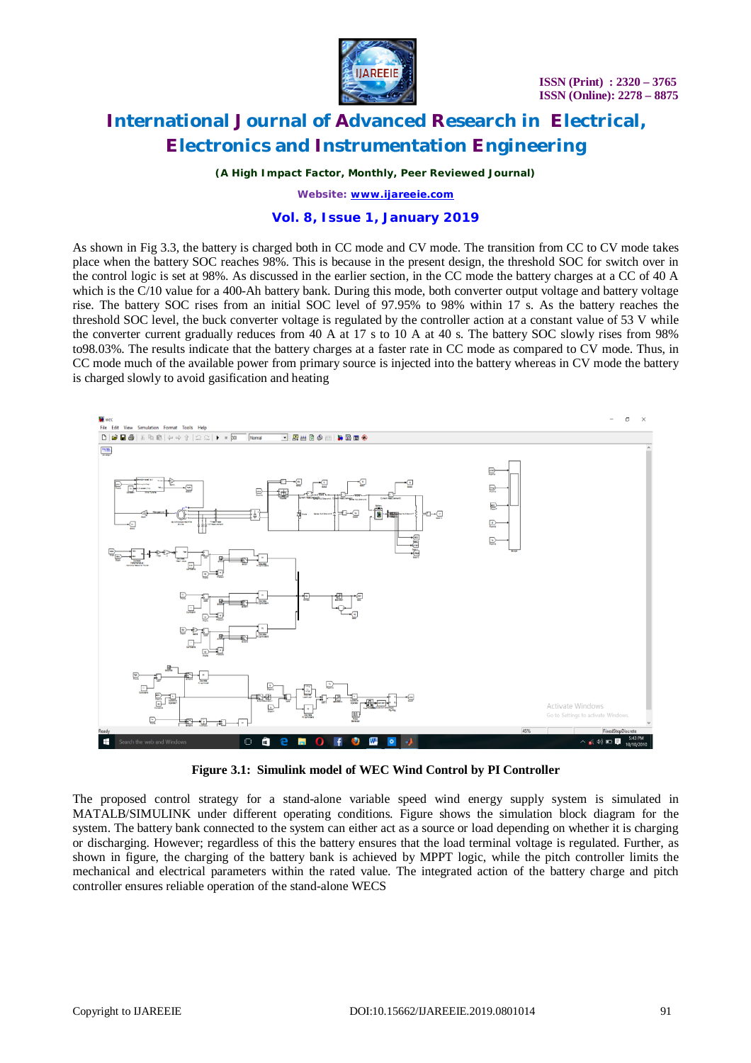As shown in Fig 3.3, the battery is charged both in CC mode and CV mode. The transition from CC to CV mode takes place when the battery SOC reaches 98%. This is because in the present design, the threshold SOC for switch over in the control logic is set at 98%. As discussed in the earlier section, in the CC mode the battery charges at a CC of 40 A which is the C/10 value for a 400-Ah battery bank. During this mode, both converter output voltage and battery voltage rise. The battery SOC rises from an initial SOC level of 97.95% to 98% within 17 s. As the battery reaches the threshold SOC level, the buck converter voltage is regulated by the controller action at a constant value of 53 V while the converter current gradually reduces from 40 A at 17 s to 10 A at 40 s. The battery SOC slowly rises from 98% to98.03%. The results indicate that the battery charges at a faster rate in CC mode as compared to CV mode. Thus, in CC mode much of the available power from primary source is injected into the battery whereas in CV mode the battery is charged slowly to avoid gasification and heating

**Figure 3.1: Simulink model of WEC Wind Control by PI Controller**

The proposed control strategy for a stand-alone variable speed wind energy supply system is simulated in MATLAB/SIMULINK under different operating conditions. Figure shows the simulation block diagram for the system. The battery bank connected to the system can either act as a source or load depending on whether it is charging or discharging. However; regardless of this the battery ensures that the load terminal voltage is regulated. Further, as shown in figure, the charging of the battery bank is achieved by MPPT logic, while the pitch controller limits the mechanical and electrical parameters within the rated value. The integrated action of the battery charge and pitch controller ensures reliable operation of the stand-alone WECS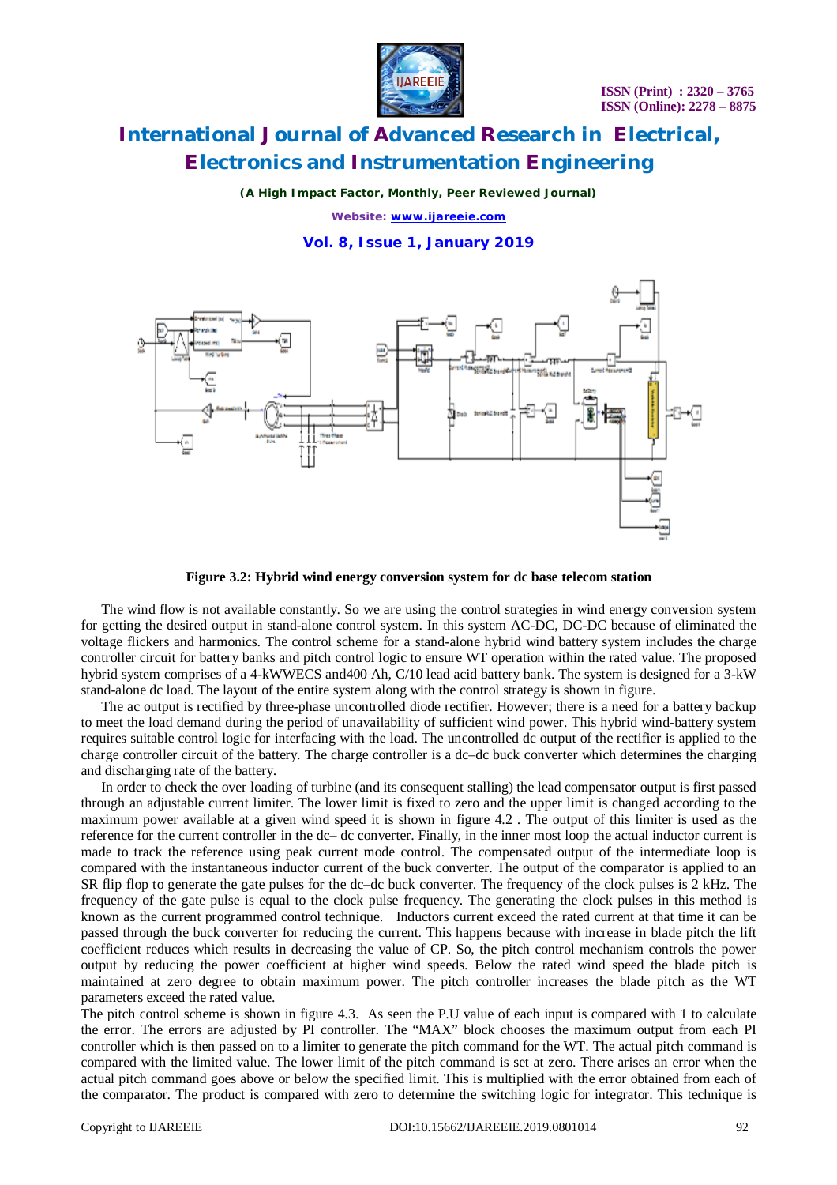**Figure 3.2: Hybrid wind energy conversion system for dc base telecom station**

The wind flow is not available constantly. So we are using the control strategies in wind energy conversion system for getting the desired output in stand-alone control system. In this system AC-DC, DC-DC because of eliminated the voltage flickers and harmonics. The control scheme for a stand-alone hybrid wind battery system includes the charge controller circuit for battery banks and pitch control logic to ensure WT operation within the rated value. The proposed hybrid system comprises of a 4-kWWECS and400 Ah, C/10 lead acid battery bank. The system is designed for a 3-kW stand-alone dc load. The layout of the entire system along with the control strategy is shown in figure.

The ac output is rectified by three-phase uncontrolled diode rectifier. However; there is a need for a battery backup to meet the load demand during the period of unavailability of sufficient wind power. This hybrid wind-battery system requires suitable control logic for interfacing with the load. The uncontrolled dc output of the rectifier is applied to the charge controller circuit of the battery. The charge controller is a dc–dc buck converter which determines the charging and discharging rate of the battery.

In order to check the over loading of turbine (and its consequent stalling) the lead compensator output is first passed through an adjustable current limiter. The lower limit is fixed to zero and the upper limit is changed according to the maximum power available at a given wind speed it is shown in figure 4.2 . The output of this limiter is used as the reference for the current controller in the dc– dc converter. Finally, in the inner most loop the actual inductor current is made to track the reference using peak current mode control. The compensated output of the intermediate loop is compared with the instantaneous inductor current of the buck converter. The output of the comparator is applied to an SR flip flop to generate the gate pulses for the dc–dc buck converter. The frequency of the clock pulses is 2 kHz. The frequency of the gate pulse is equal to the clock pulse frequency. The generating the clock pulses in this method is known as the current programmed control technique. Inductors current exceed the rated current at that time it can be passed through the buck converter for reducing the current. This happens because with increase in blade pitch the lift coefficient reduces which results in decreasing the value of CP. So, the pitch control mechanism controls the power output by reducing the power coefficient at higher wind speeds. Below the rated wind speed the blade pitch is maintained at zero degree to obtain maximum power. The pitch controller increases the blade pitch as the WT parameters exceed the rated value.

The pitch control scheme is shown in figure 4.3. As seen the P.U value of each input is compared with 1 to calculate the error. The errors are adjusted by PI controller. The "MAX" block chooses the maximum output from each PI controller which is then passed on to a limiter to generate the pitch command for the WT. The actual pitch command is compared with the limited value. The lower limit of the pitch command is set at zero. There arises an error when the actual pitch command goes above or below the specified limit. This is multiplied with the error obtained from each of the comparator. The product is compared with zero to determine the switching logic for integrator. This technique is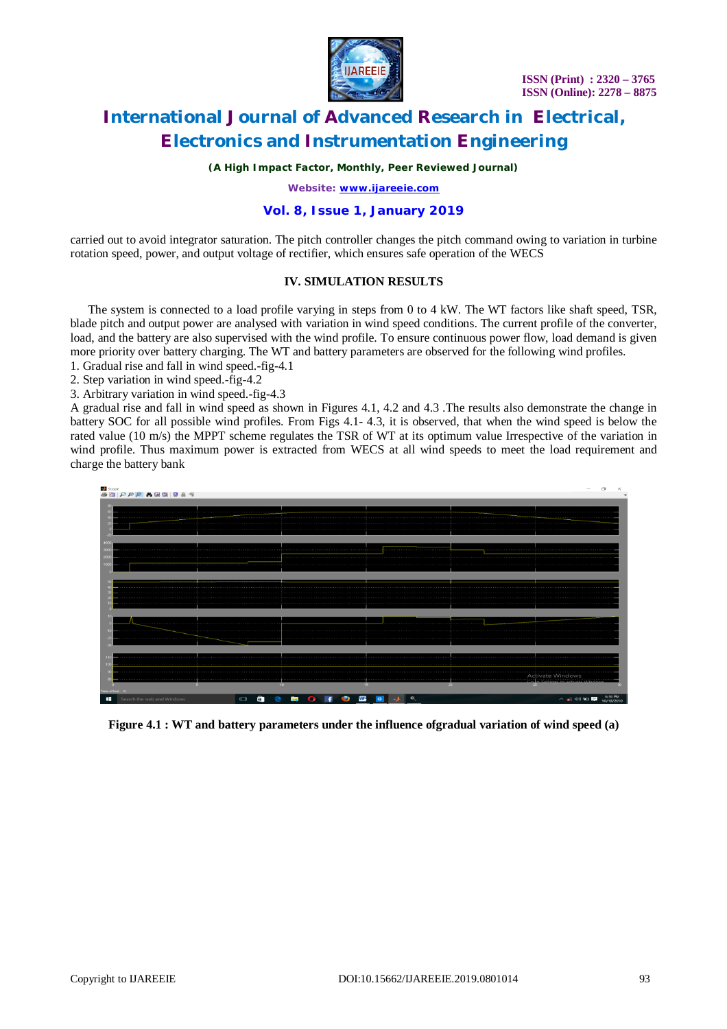carried out to avoid integrator saturation. The pitch controller changes the pitch command owing to variation in turbine rotation speed, power, and output voltage of rectifier, which ensures safe operation of the WECS

## IV. SIMULATION RESULTS

The system is connected to a load profile varying in steps from 0 to 4 kW. The WT factors like shaft speed, TSR, blade pitch and output power are analysed with variation in wind speed conditions. The current profile of the converter, load, and the battery are also supervised with the wind profile. To ensure continuous power flow, load demand is given more priority over battery charging. The WT and battery parameters are observed for the following wind profiles.

1. Gradual rise and fall in wind speed.-fig-4.1
2. Step variation in wind speed.-fig-4.2
3. Arbitrary variation in wind speed.-fig-4.3

A gradual rise and fall in wind speed as shown in Figures 4.1, 4.2 and 4.3 .The results also demonstrate the change in battery SOC for all possible wind profiles. From Figs 4.1- 4.3, it is observed, that when the wind speed is below the rated value (10 m/s) the MPPT scheme regulates the TSR of WT at its optimum value Irrespective of the variation in wind profile. Thus maximum power is extracted from WECS at all wind speeds to meet the load requirement and charge the battery bank

**Figure 4.1 : WT and battery parameters under the influence ofgradual variation of wind speed (a)**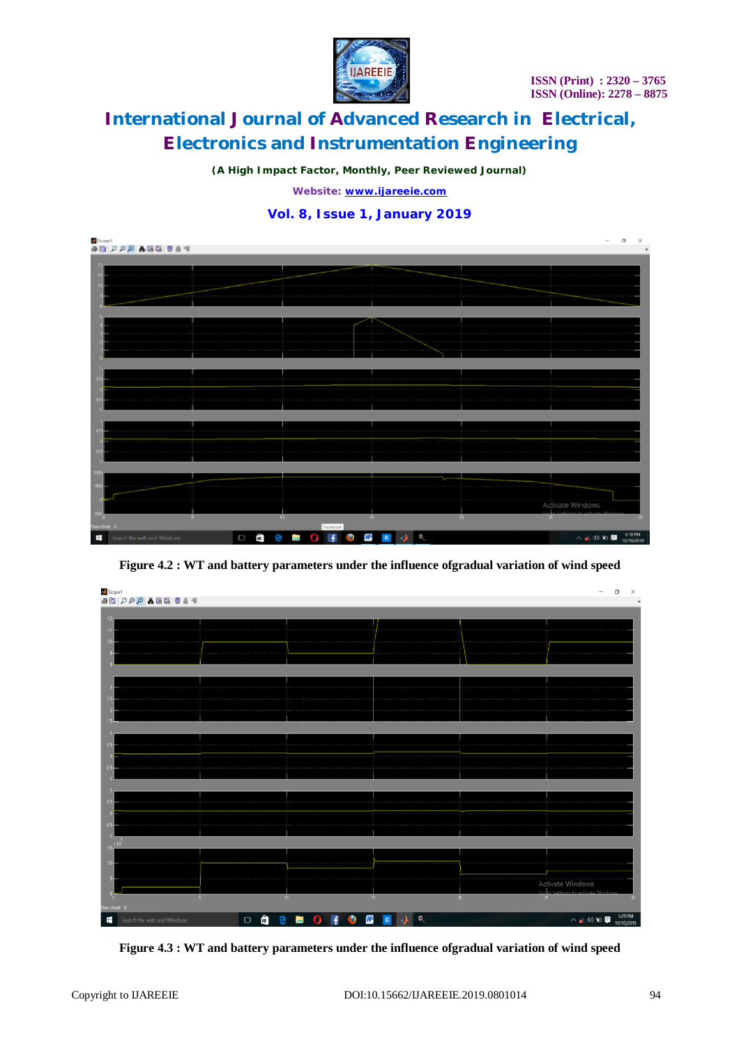Figure 4.2 : WT and battery parameters under the influence ofgradual variation of wind speed

Figure 4.3 : WT and battery parameters under the influence ofgradual variation of wind speed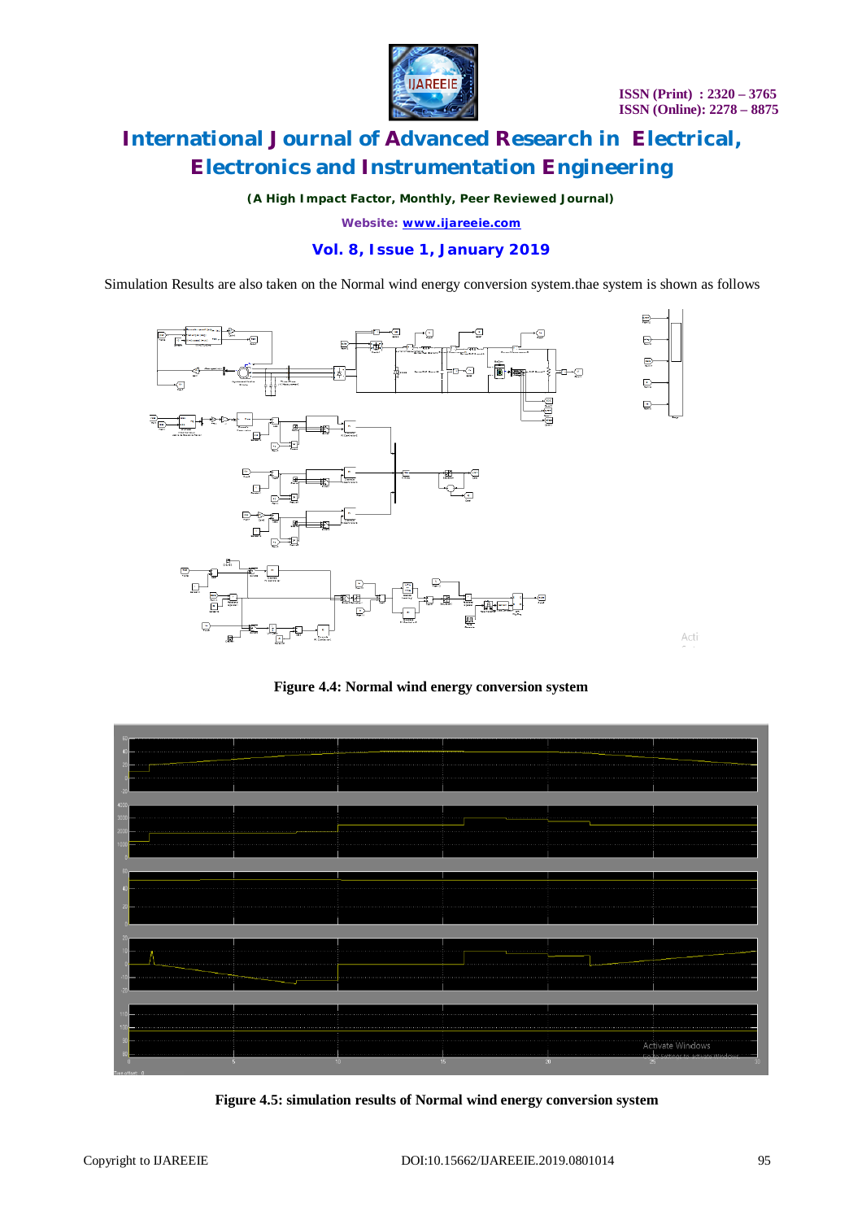Simulation Results are also taken on the Normal wind energy conversion system.thae system is shown as follows

**Figure 4.4: Normal wind energy conversion system**

**Figure 4.5: simulation results of Normal wind energy conversion system**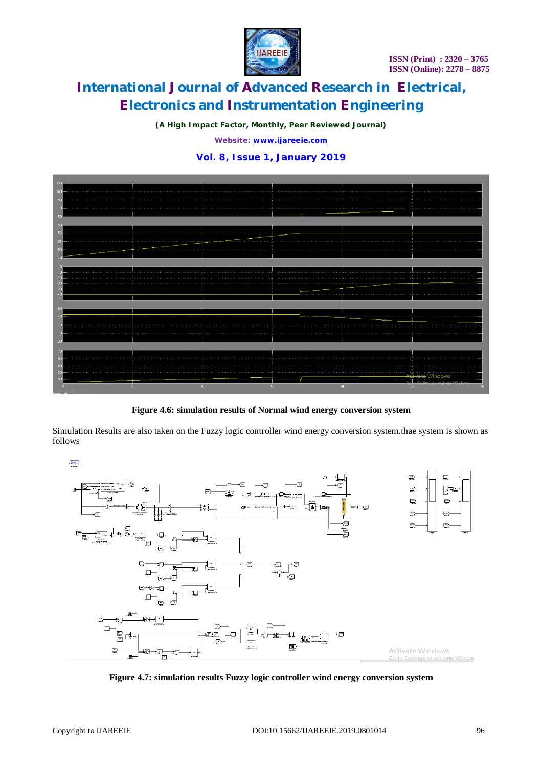**Figure 4.6: simulation results of Normal wind energy conversion system**

Simulation Results are also taken on the Fuzzy logic controller wind energy conversion system.thae system is shown as follows

**Figure 4.7: simulation results Fuzzy logic controller wind energy conversion system**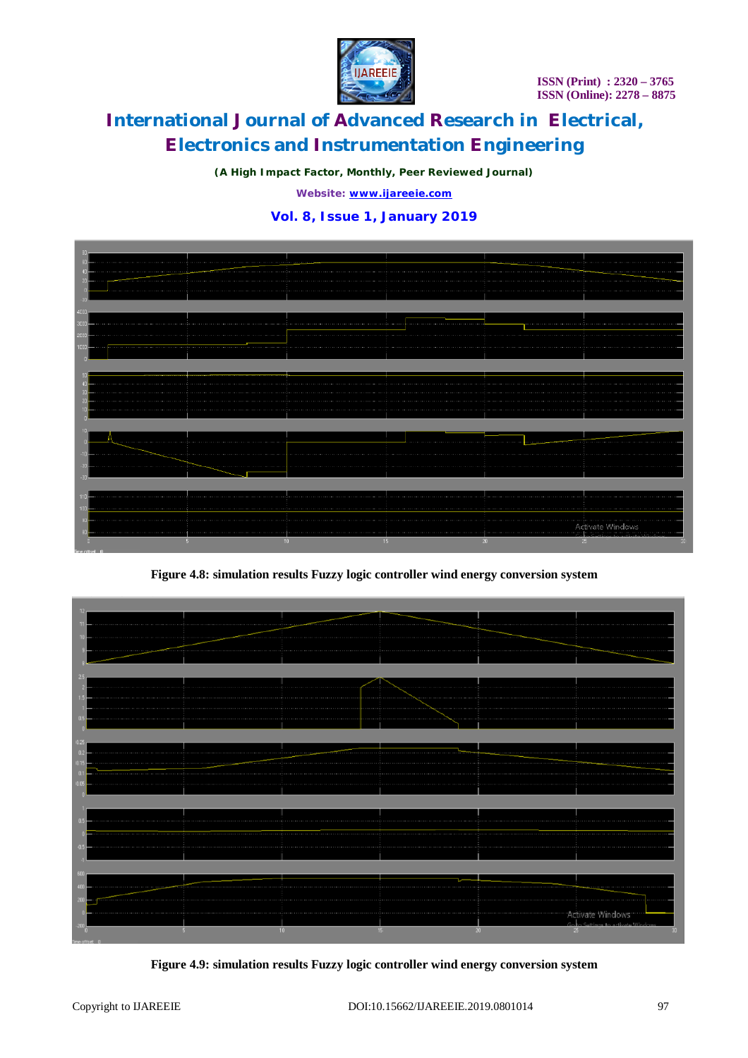Figure 4.8: simulation results Fuzzy logic controller wind energy conversion system

Figure 4.9: simulation results Fuzzy logic controller wind energy conversion system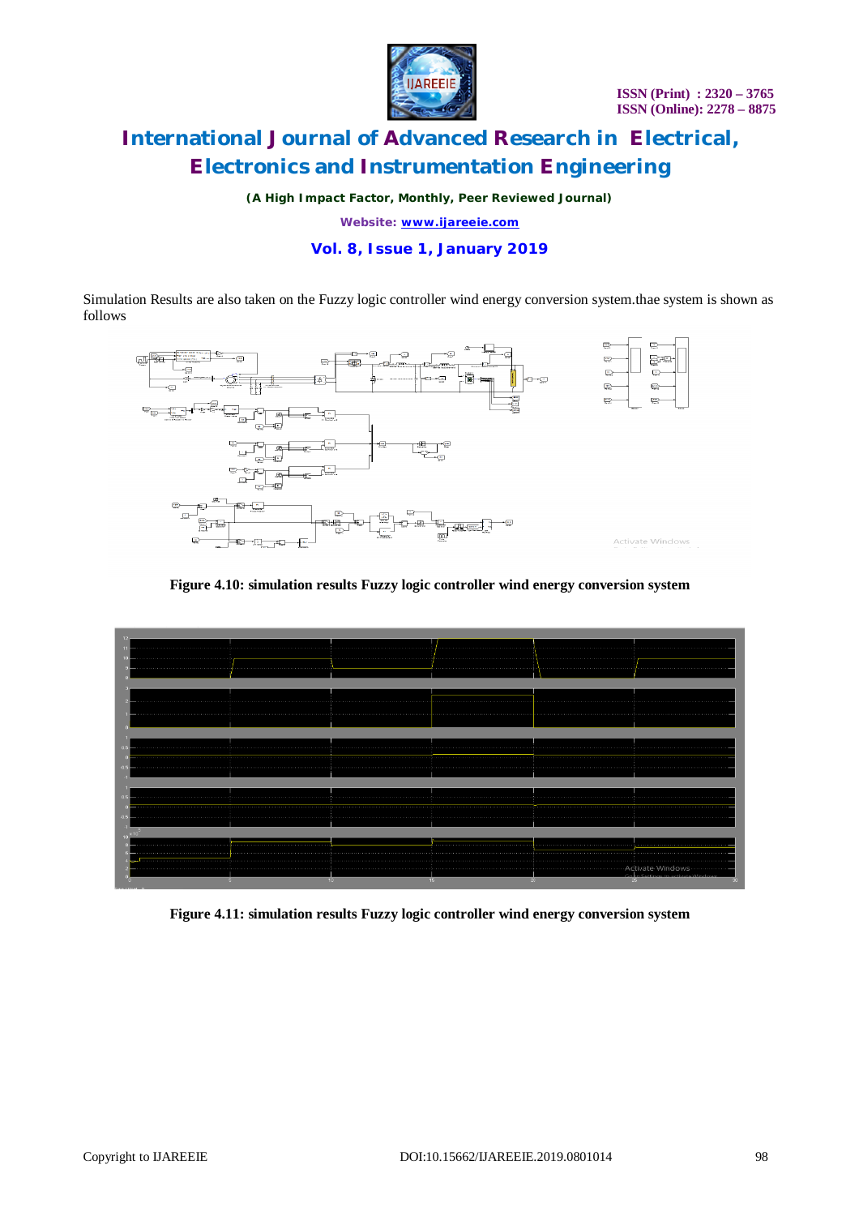Simulation Results are also taken on the Fuzzy logic controller wind energy conversion system.thae system is shown as follows

**Figure 4.10: simulation results Fuzzy logic controller wind energy conversion system**

**Figure 4.11: simulation results Fuzzy logic controller wind energy conversion system**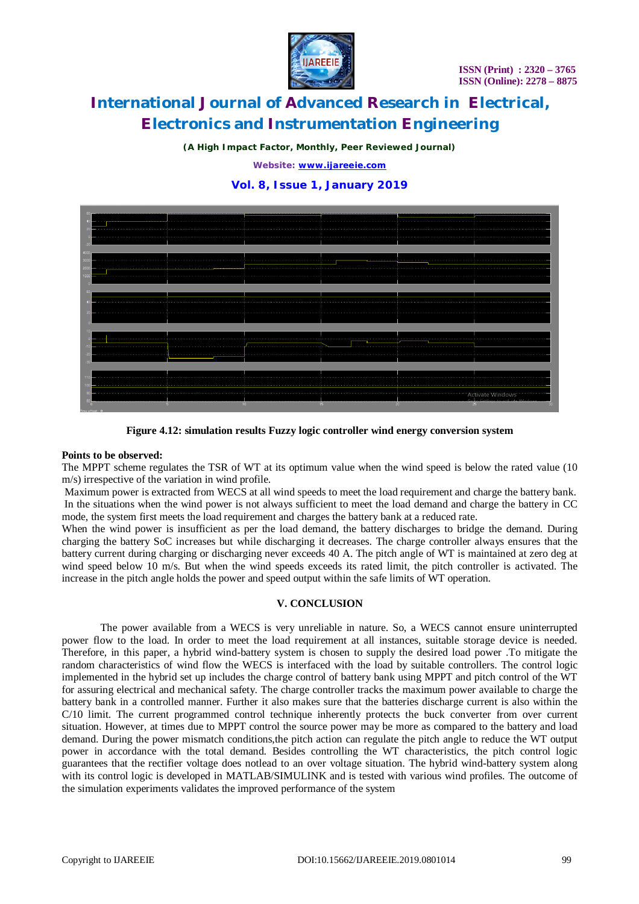**Figure 4.12: simulation results Fuzzy logic controller wind energy conversion system**

**Points to be observed:**

The MPPT scheme regulates the TSR of WT at its optimum value when the wind speed is below the rated value (10 m/s) irrespective of the variation in wind profile.

Maximum power is extracted from WECS at all wind speeds to meet the load requirement and charge the battery bank. In the situations when the wind power is not always sufficient to meet the load demand and charge the battery in CC mode, the system first meets the load requirement and charges the battery bank at a reduced rate.

When the wind power is insufficient as per the load demand, the battery discharges to bridge the demand. During charging the battery SoC increases but while discharging it decreases. The charge controller always ensures that the battery current during charging or discharging never exceeds 40 A. The pitch angle of WT is maintained at zero deg at wind speed below 10 m/s. But when the wind speeds exceeds its rated limit, the pitch controller is activated. The increase in the pitch angle holds the power and speed output within the safe limits of WT operation.

## V. CONCLUSION

The power available from a WECS is very unreliable in nature. So, a WECS cannot ensure uninterrupted power flow to the load. In order to meet the load requirement at all instances, suitable storage device is needed. Therefore, in this paper, a hybrid wind-battery system is chosen to supply the desired load power .To mitigate the random characteristics of wind flow the WECS is interfaced with the load by suitable controllers. The control logic implemented in the hybrid set up includes the charge control of battery bank using MPPT and pitch control of the WT for assuring electrical and mechanical safety. The charge controller tracks the maximum power available to charge the battery bank in a controlled manner. Further it also makes sure that the batteries discharge current is also within the C/10 limit. The current programmed control technique inherently protects the buck converter from over current situation. However, at times due to MPPT control the source power may be more as compared to the battery and load demand. During the power mismatch conditions,the pitch action can regulate the pitch angle to reduce the WT output power in accordance with the total demand. Besides controlling the WT characteristics, the pitch control logic guarantees that the rectifier voltage does notlead to an over voltage situation. The hybrid wind-battery system along with its control logic is developed in MATLAB/SIMULINK and is tested with various wind profiles. The outcome of the simulation experiments validates the improved performance of the system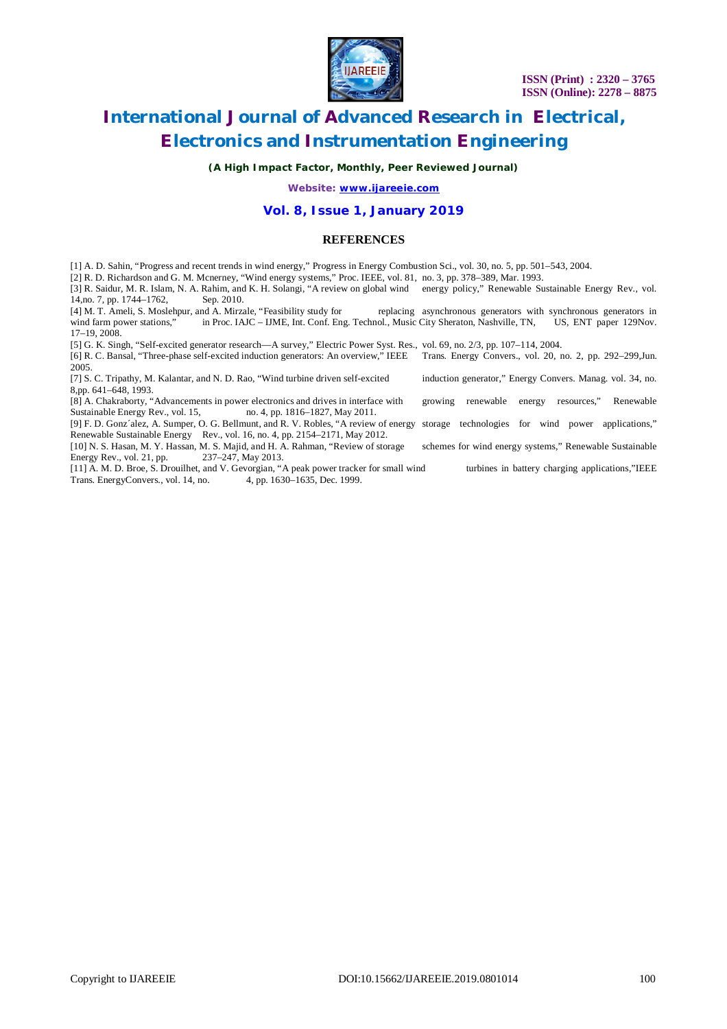## REFERENCES

[1] A. D. Sahin, "Progress and recent trends in wind energy," Progress in Energy Combustion Sci., vol. 30, no. 5, pp. 501–543, 2004.

[2] R. D. Richardson and G. M. Mcnerney, "Wind energy systems," Proc. IEEE, vol. 81, no. 3, pp. 378–389, Mar. 1993.

[3] R. Saidur, M. R. Islam, N. A. Rahim, and K. H. Solangi, "A review on global wind energy policy," Renewable Sustainable Energy Rev., vol. 14,no. 7, pp. 1744–1762, Sep. 2010.

[4] M. T. Ameli, S. Moslehpur, and A. Mirzale, "Feasibility study for replacing asynchronous generators with synchronous generators in wind farm power stations," in Proc. IAJC – IJME, Int. Conf. Eng. Technol., Music City Sheraton, Nashville, TN, US, ENT paper 129Nov. 17–19, 2008.

[5] G. K. Singh, "Self-excited generator research—A survey," Electric Power Syst. Res., vol. 69, no. 2/3, pp. 107–114, 2004.

[6] R. C. Bansal, "Three-phase self-excited induction generators: An overview," IEEE Trans. Energy Convers., vol. 20, no. 2, pp. 292–299,Jun. 2005.

[7] S. C. Tripathy, M. Kalantar, and N. D. Rao, "Wind turbine driven self-excited induction generator," Energy Convers. Manag. vol. 34, no. 8,pp. 641–648, 1993.

[8] A. Chakraborty, "Advancements in power electronics and drives in interface with growing renewable energy resources," Renewable Sustainable Energy Rev., vol. 15, no. 4, pp. 1816–1827, May 2011.

[9] F. D. Gonz´alez, A. Sumper, O. G. Bellmunt, and R. V. Robles, "A review of energy storage technologies for wind power applications," Renewable Sustainable Energy Rev., vol. 16, no. 4, pp. 2154–2171, May 2012.

[10] N. S. Hasan, M. Y. Hassan, M. S. Majid, and H. A. Rahman, "Review of storage schemes for wind energy systems," Renewable Sustainable Energy Rev., vol. 21, pp. 237–247, May 2013.

[11] A. M. D. Broe, S. Drouilhet, and V. Gevorgian, "A peak power tracker for small wind turbines in battery charging applications,"IEEE Trans. EnergyConvers., vol. 14, no. 4, pp. 1630–1635, Dec. 1999.